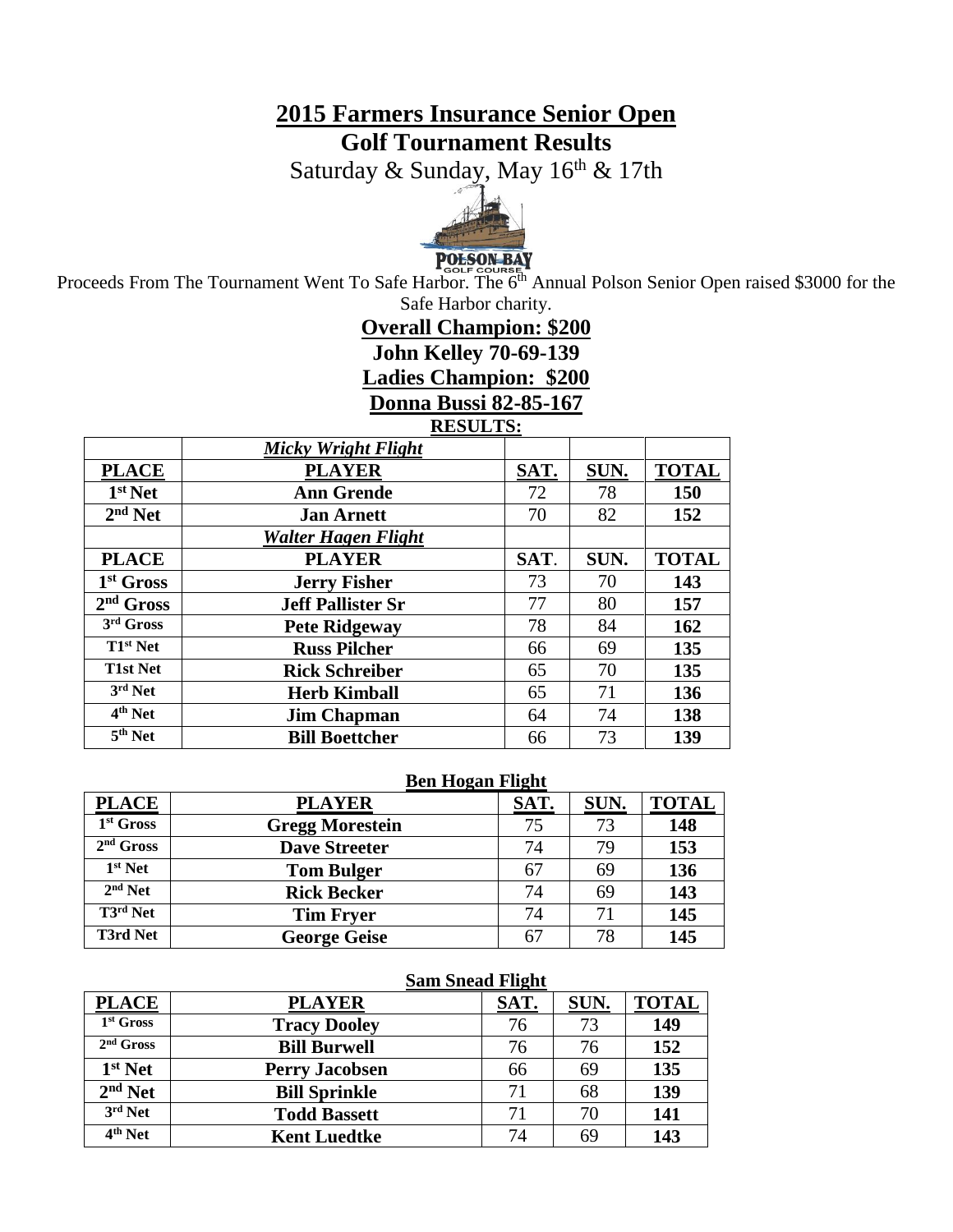# 2015 Farmers Insurance Senior Open

## Golf Tournament Results

Saturday & Sunday, May 16th & 17th

POLSON BAY GOLF COURSE

Proceeds From The Tournament Went To Safe Harbor. The 6th Annual Polson Senior Open raised $3000 for the Safe Harbor charity.

**Overall Champion: $200**

**John Kelley 70-69-139**

**Ladies Champion: $200**

**Donna Bussi 82-85-167**

**RESULTS:**

| | *Micky Wright Flight* | | | |
|---|---|---|---|---|
| **PLACE** | **PLAYER** | **SAT.** | **SUN.** | **TOTAL** |
| 1st Net | Ann Grende | 72 | 78 | 150 |
| 2nd Net | Jan Arnett | 70 | 82 | 152 |
| | *Walter Hagen Flight* | | | |
| **PLACE** | **PLAYER** | **SAT.** | **SUN.** | **TOTAL** |
| 1st Gross | Jerry Fisher | 73 | 70 | 143 |
| 2nd Gross | Jeff Pallister Sr | 77 | 80 | 157 |
| 3rd Gross | Pete Ridgeway | 78 | 84 | 162 |
| T1st Net | Russ Pilcher | 66 | 69 | 135 |
| T1st Net | Rick Schreiber | 65 | 70 | 135 |
| 3rd Net | Herb Kimball | 65 | 71 | 136 |
| 4th Net | Jim Chapman | 64 | 74 | 138 |
| 5th Net | Bill Boettcher | 66 | 73 | 139 |

**Ben Hogan Flight**

| PLACE | PLAYER | SAT. | SUN. | TOTAL |
|---|---|---|---|---|
| 1st Gross | Gregg Morestein | 75 | 73 | 148 |
| 2nd Gross | Dave Streeter | 74 | 79 | 153 |
| 1st Net | Tom Bulger | 67 | 69 | 136 |
| 2nd Net | Rick Becker | 74 | 69 | 143 |
| T3rd Net | Tim Fryer | 74 | 71 | 145 |
| T3rd Net | George Geise | 67 | 78 | 145 |

**Sam Snead Flight**

| PLACE | PLAYER | SAT. | SUN. | TOTAL |
|---|---|---|---|---|
| 1st Gross | Tracy Dooley | 76 | 73 | 149 |
| 2nd Gross | Bill Burwell | 76 | 76 | 152 |
| 1st Net | Perry Jacobsen | 66 | 69 | 135 |
| 2nd Net | Bill Sprinkle | 71 | 68 | 139 |
| 3rd Net | Todd Bassett | 71 | 70 | 141 |
| 4th Net | Kent Luedtke | 74 | 69 | 143 |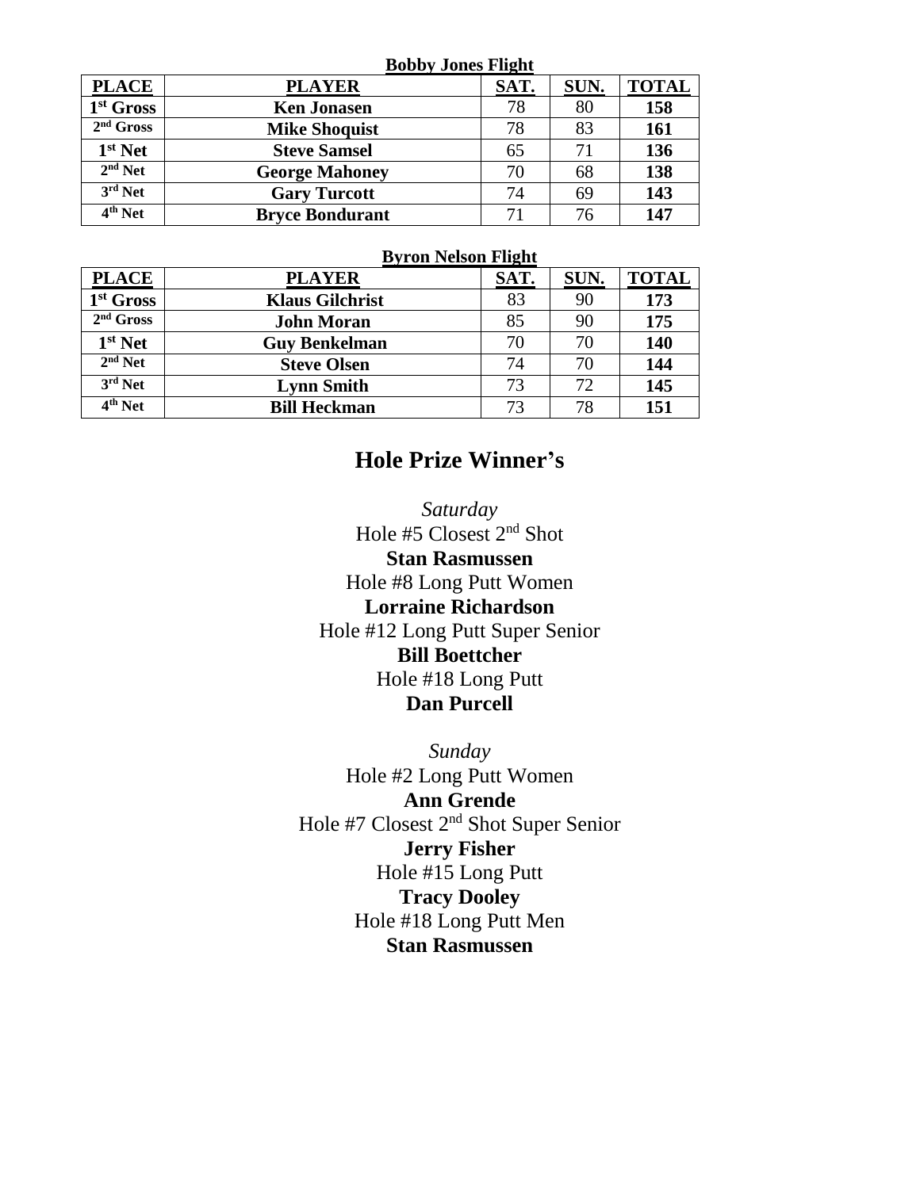**Bobby Jones Flight**

| PLACE | PLAYER | SAT. | SUN. | TOTAL |
|---|---|---|---|---|
| 1st Gross | Ken Jonasen | 78 | 80 | **158** |
| 2nd Gross | Mike Shoquist | 78 | 83 | **161** |
| 1st Net | Steve Samsel | 65 | 71 | **136** |
| 2nd Net | George Mahoney | 70 | 68 | **138** |
| 3rd Net | Gary Turcott | 74 | 69 | **143** |
| 4th Net | Bryce Bondurant | 71 | 76 | **147** |

**Byron Nelson Flight**

| PLACE | PLAYER | SAT. | SUN. | TOTAL |
|---|---|---|---|---|
| 1st Gross | Klaus Gilchrist | 83 | 90 | **173** |
| 2nd Gross | John Moran | 85 | 90 | **175** |
| 1st Net | Guy Benkelman | 70 | 70 | **140** |
| 2nd Net | Steve Olsen | 74 | 70 | **144** |
| 3rd Net | Lynn Smith | 73 | 72 | **145** |
| 4th Net | Bill Heckman | 73 | 78 | **151** |

## Hole Prize Winner's

*Saturday*

Hole #5 Closest 2nd Shot

**Stan Rasmussen**

Hole #8 Long Putt Women

**Lorraine Richardson**

Hole #12 Long Putt Super Senior

**Bill Boettcher**

Hole #18 Long Putt

**Dan Purcell**

*Sunday*

Hole #2 Long Putt Women

**Ann Grende**

Hole #7 Closest 2nd Shot Super Senior

**Jerry Fisher**

Hole #15 Long Putt

**Tracy Dooley**

Hole #18 Long Putt Men

**Stan Rasmussen**